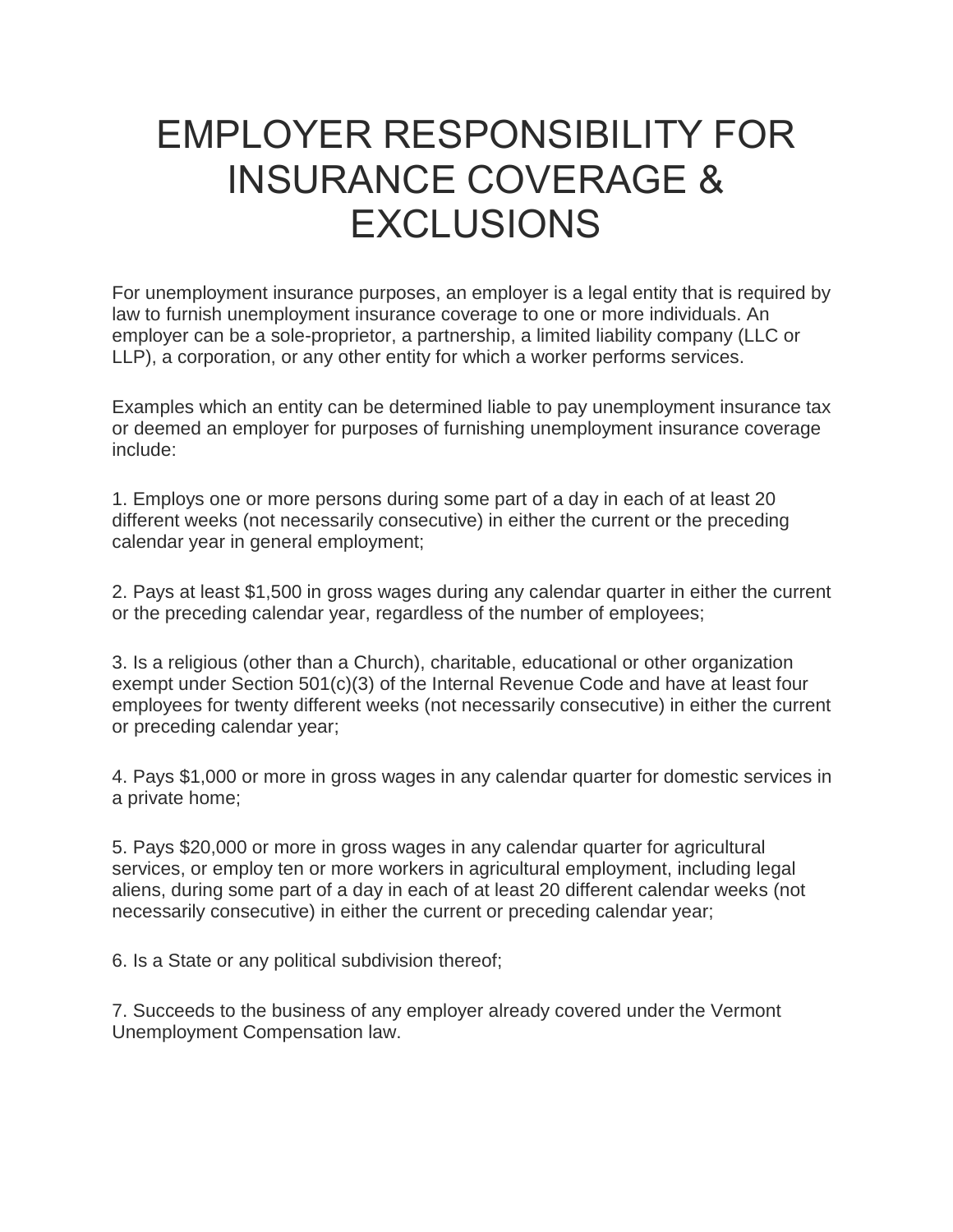# EMPLOYER RESPONSIBILITY FOR INSURANCE COVERAGE & EXCLUSIONS

For unemployment insurance purposes, an employer is a legal entity that is required by law to furnish unemployment insurance coverage to one or more individuals. An employer can be a sole-proprietor, a partnership, a limited liability company (LLC or LLP), a corporation, or any other entity for which a worker performs services.

Examples which an entity can be determined liable to pay unemployment insurance tax or deemed an employer for purposes of furnishing unemployment insurance coverage include:

1. Employs one or more persons during some part of a day in each of at least 20 different weeks (not necessarily consecutive) in either the current or the preceding calendar year in general employment;

2. Pays at least $1,500 in gross wages during any calendar quarter in either the current or the preceding calendar year, regardless of the number of employees;

3. Is a religious (other than a Church), charitable, educational or other organization exempt under Section 501(c)(3) of the Internal Revenue Code and have at least four employees for twenty different weeks (not necessarily consecutive) in either the current or preceding calendar year;

4. Pays $1,000 or more in gross wages in any calendar quarter for domestic services in a private home;

5. Pays $20,000 or more in gross wages in any calendar quarter for agricultural services, or employ ten or more workers in agricultural employment, including legal aliens, during some part of a day in each of at least 20 different calendar weeks (not necessarily consecutive) in either the current or preceding calendar year;

6. Is a State or any political subdivision thereof;

7. Succeeds to the business of any employer already covered under the Vermont Unemployment Compensation law.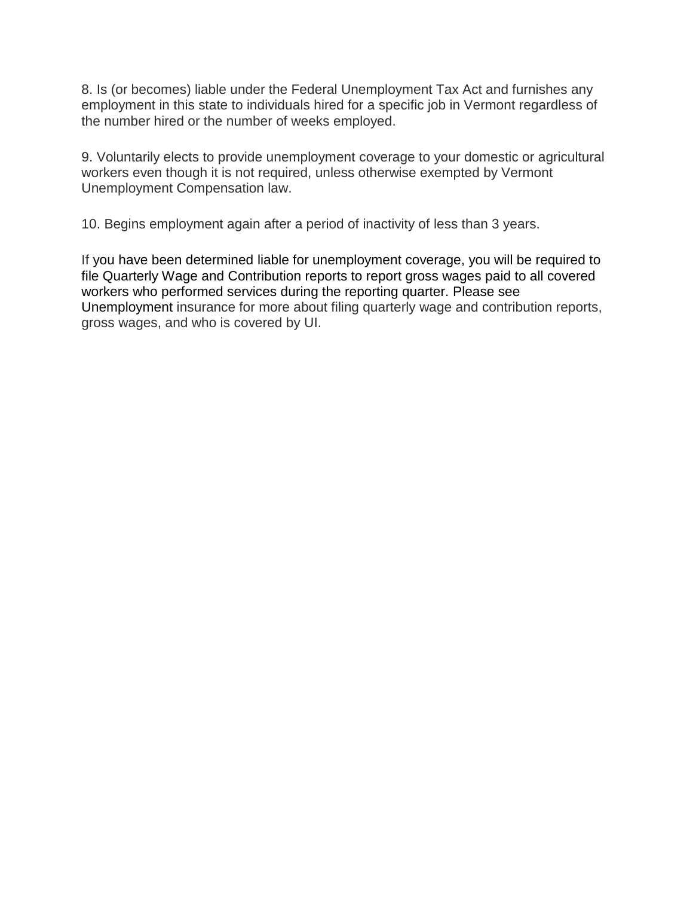8. Is (or becomes) liable under the Federal Unemployment Tax Act and furnishes any employment in this state to individuals hired for a specific job in Vermont regardless of the number hired or the number of weeks employed.

9. Voluntarily elects to provide unemployment coverage to your domestic or agricultural workers even though it is not required, unless otherwise exempted by Vermont Unemployment Compensation law.

10. Begins employment again after a period of inactivity of less than 3 years.

If you have been determined liable for unemployment coverage, you will be required to file Quarterly Wage and Contribution reports to report gross wages paid to all covered workers who performed services during the reporting quarter. Please see Unemployment insurance for more about filing quarterly wage and contribution reports, gross wages, and who is covered by UI.